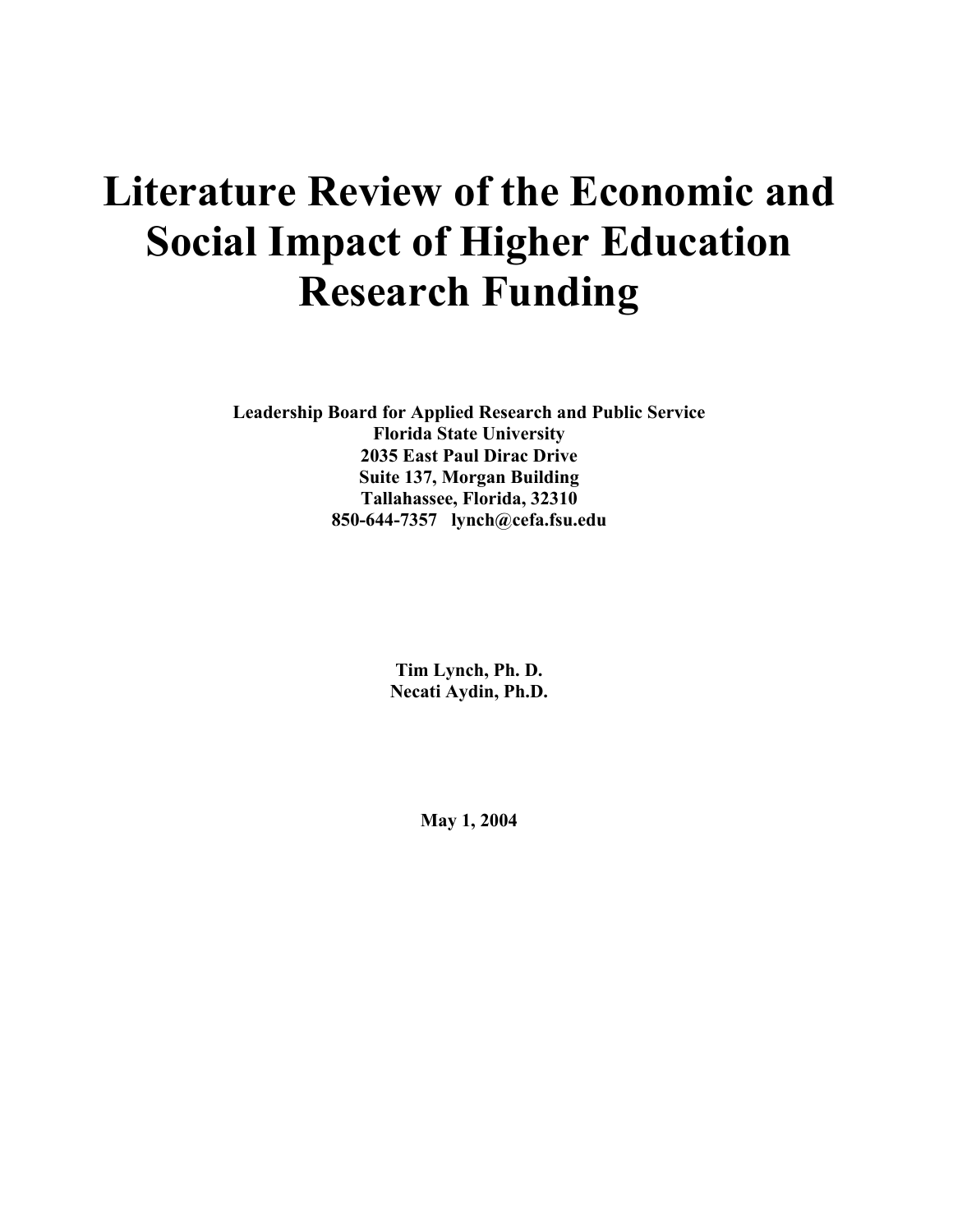# Literature Review of the Economic and Social Impact of Higher Education Research Funding

**Leadership Board for Applied Research and Public Service**
**Florida State University**
**2035 East Paul Dirac Drive**
**Suite 137, Morgan Building**
**Tallahassee, Florida, 32310**
**850-644-7357 lynch@cefa.fsu.edu**

**Tim Lynch, Ph. D.**
**Necati Aydin, Ph.D.**

**May 1, 2004**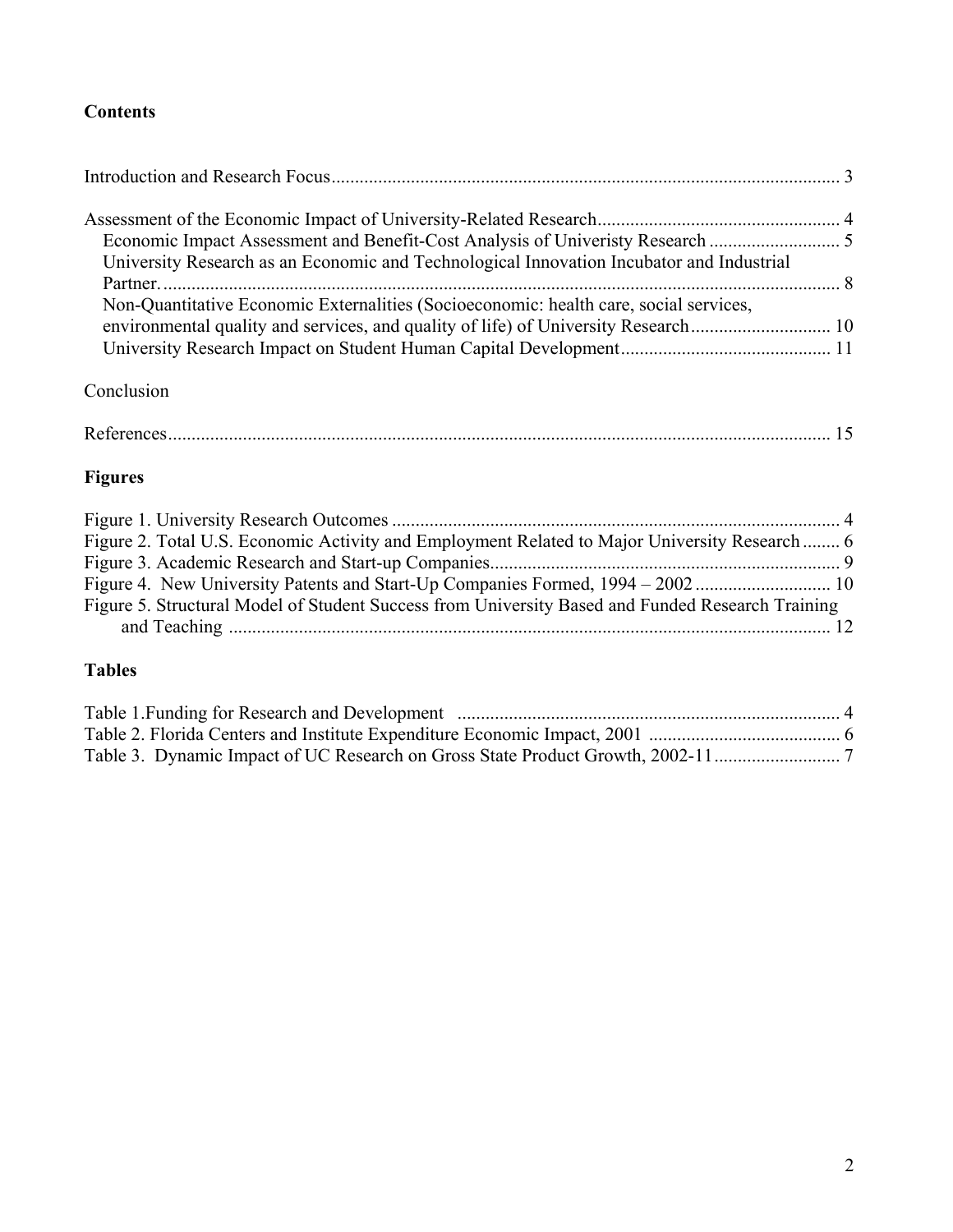**Contents**

Introduction and Research Focus ..... 3

Assessment of the Economic Impact of University-Related Research ..... 4
- Economic Impact Assessment and Benefit-Cost Analysis of Univeristy Research ..... 5
- University Research as an Economic and Technological Innovation Incubator and Industrial Partner. ..... 8
- Non-Quantitative Economic Externalities (Socioeconomic: health care, social services, environmental quality and services, and quality of life) of University Research ..... 10
- University Research Impact on Student Human Capital Development ..... 11

Conclusion

References ..... 15

## Figures

Figure 1. University Research Outcomes ..... 4
Figure 2. Total U.S. Economic Activity and Employment Related to Major University Research ..... 6
Figure 3. Academic Research and Start-up Companies ..... 9
Figure 4. New University Patents and Start-Up Companies Formed, 1994 – 2002 ..... 10
Figure 5. Structural Model of Student Success from University Based and Funded Research Training and Teaching ..... 12

## Tables

Table 1. Funding for Research and Development ..... 4
Table 2. Florida Centers and Institute Expenditure Economic Impact, 2001 ..... 6
Table 3. Dynamic Impact of UC Research on Gross State Product Growth, 2002-11 ..... 7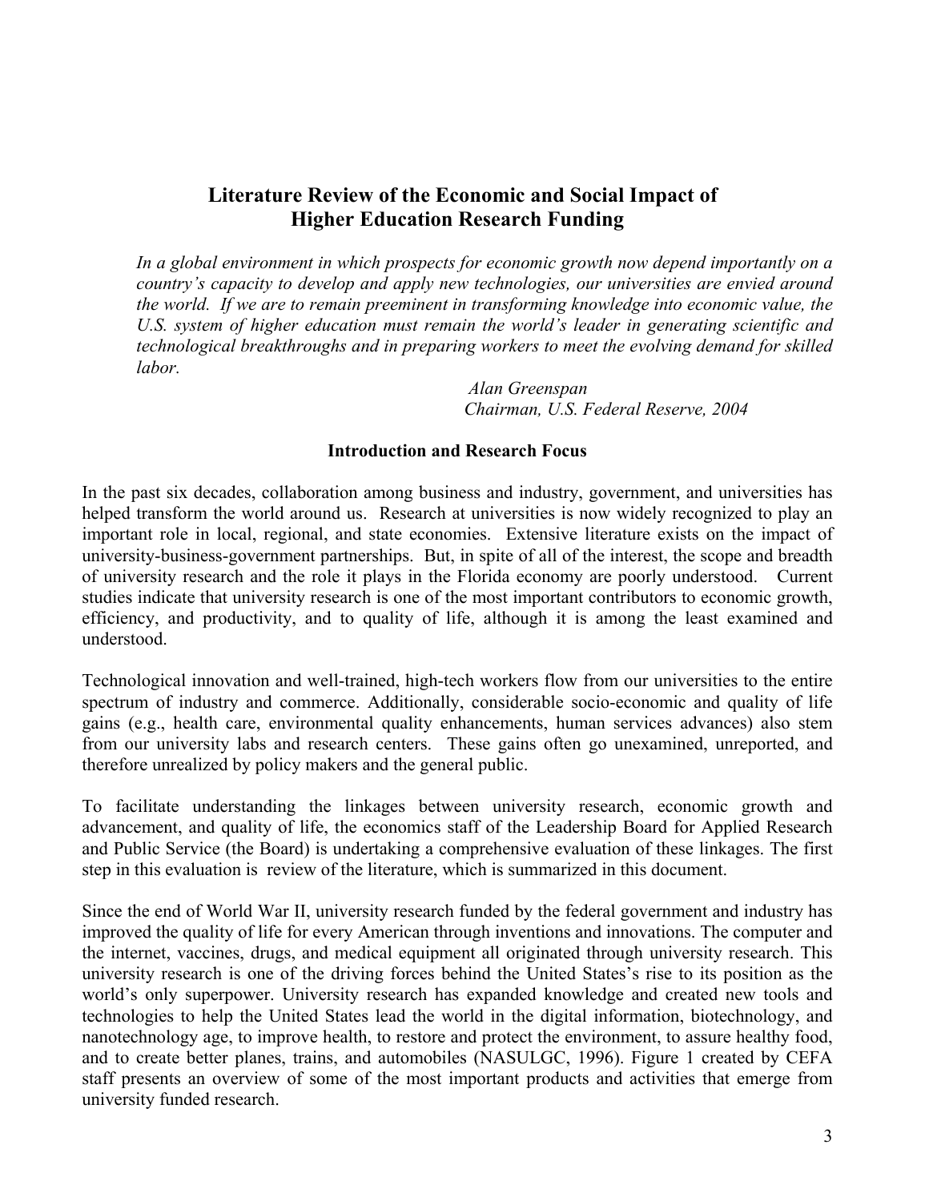# Literature Review of the Economic and Social Impact of Higher Education Research Funding

> *In a global environment in which prospects for economic growth now depend importantly on a country's capacity to develop and apply new technologies, our universities are envied around the world. If we are to remain preeminent in transforming knowledge into economic value, the U.S. system of higher education must remain the world's leader in generating scientific and technological breakthroughs and in preparing workers to meet the evolving demand for skilled labor.*
>
> *Alan Greenspan*
> *Chairman, U.S. Federal Reserve, 2004*

## Introduction and Research Focus

In the past six decades, collaboration among business and industry, government, and universities has helped transform the world around us. Research at universities is now widely recognized to play an important role in local, regional, and state economies. Extensive literature exists on the impact of university-business-government partnerships. But, in spite of all of the interest, the scope and breadth of university research and the role it plays in the Florida economy are poorly understood. Current studies indicate that university research is one of the most important contributors to economic growth, efficiency, and productivity, and to quality of life, although it is among the least examined and understood.

Technological innovation and well-trained, high-tech workers flow from our universities to the entire spectrum of industry and commerce. Additionally, considerable socio-economic and quality of life gains (e.g., health care, environmental quality enhancements, human services advances) also stem from our university labs and research centers. These gains often go unexamined, unreported, and therefore unrealized by policy makers and the general public.

To facilitate understanding the linkages between university research, economic growth and advancement, and quality of life, the economics staff of the Leadership Board for Applied Research and Public Service (the Board) is undertaking a comprehensive evaluation of these linkages. The first step in this evaluation is review of the literature, which is summarized in this document.

Since the end of World War II, university research funded by the federal government and industry has improved the quality of life for every American through inventions and innovations. The computer and the internet, vaccines, drugs, and medical equipment all originated through university research. This university research is one of the driving forces behind the United States's rise to its position as the world's only superpower. University research has expanded knowledge and created new tools and technologies to help the United States lead the world in the digital information, biotechnology, and nanotechnology age, to improve health, to restore and protect the environment, to assure healthy food, and to create better planes, trains, and automobiles (NASULGC, 1996). Figure 1 created by CEFA staff presents an overview of some of the most important products and activities that emerge from university funded research.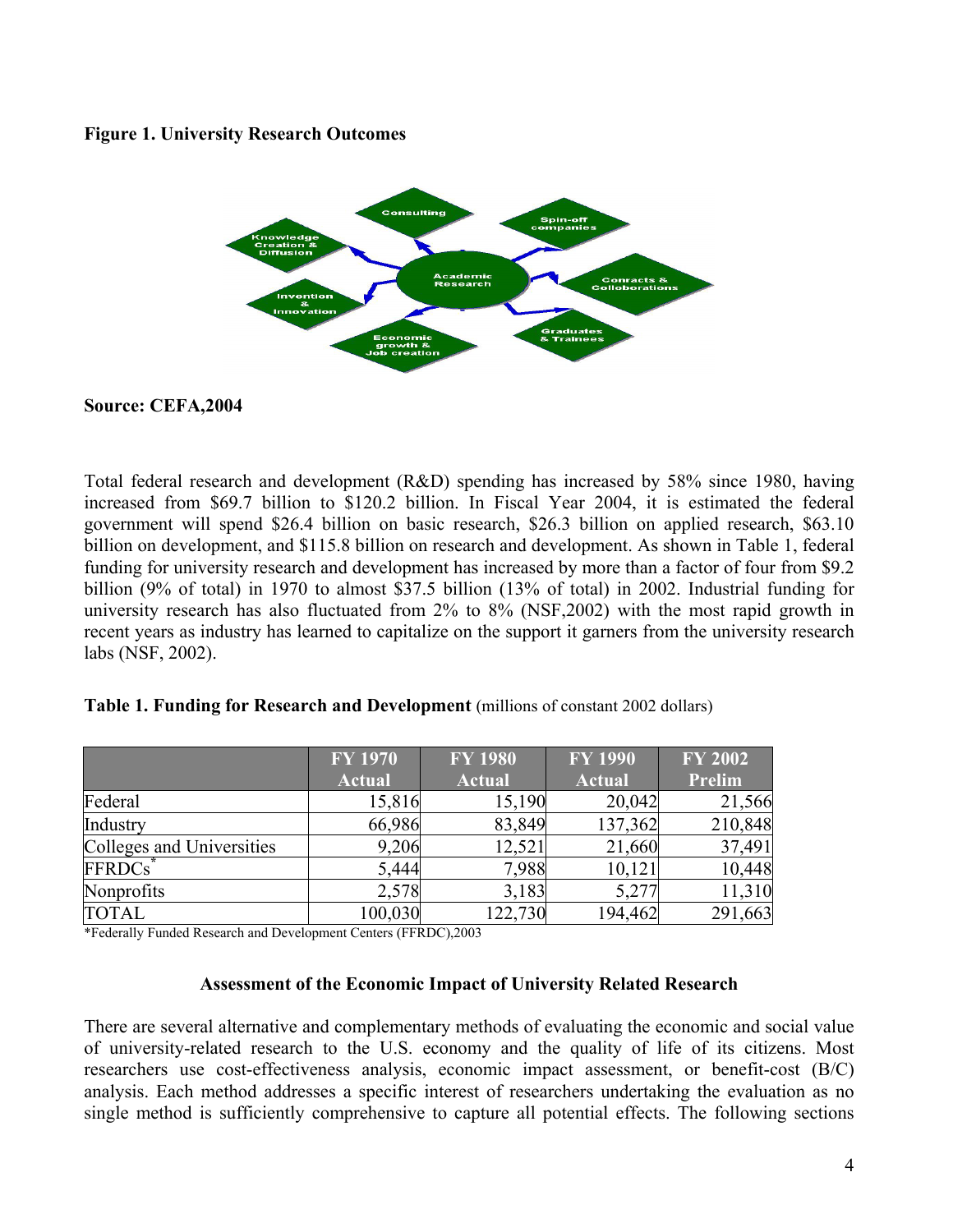**Figure 1. University Research Outcomes**

**Source: CEFA,2004**

Total federal research and development (R&D) spending has increased by 58% since 1980, having increased from $69.7 billion to $120.2 billion. In Fiscal Year 2004, it is estimated the federal government will spend $26.4 billion on basic research, $26.3 billion on applied research, $63.10 billion on development, and $115.8 billion on research and development. As shown in Table 1, federal funding for university research and development has increased by more than a factor of four from $9.2 billion (9% of total) in 1970 to almost $37.5 billion (13% of total) in 2002. Industrial funding for university research has also fluctuated from 2% to 8% (NSF,2002) with the most rapid growth in recent years as industry has learned to capitalize on the support it garners from the university research labs (NSF, 2002).

**Table 1. Funding for Research and Development** (millions of constant 2002 dollars)

| | FY 1970 Actual | FY 1980 Actual | FY 1990 Actual | FY 2002 Prelim |
|---|---|---|---|---|
| Federal | 15,816 | 15,190 | 20,042 | 21,566 |
| Industry | 66,986 | 83,849 | 137,362 | 210,848 |
| Colleges and Universities | 9,206 | 12,521 | 21,660 | 37,491 |
| FFRDCs* | 5,444 | 7,988 | 10,121 | 10,448 |
| Nonprofits | 2,578 | 3,183 | 5,277 | 11,310 |
| TOTAL | 100,030 | 122,730 | 194,462 | 291,663 |

*Federally Funded Research and Development Centers (FFRDC),2003

## Assessment of the Economic Impact of University Related Research

There are several alternative and complementary methods of evaluating the economic and social value of university-related research to the U.S. economy and the quality of life of its citizens. Most researchers use cost-effectiveness analysis, economic impact assessment, or benefit-cost (B/C) analysis. Each method addresses a specific interest of researchers undertaking the evaluation as no single method is sufficiently comprehensive to capture all potential effects. The following sections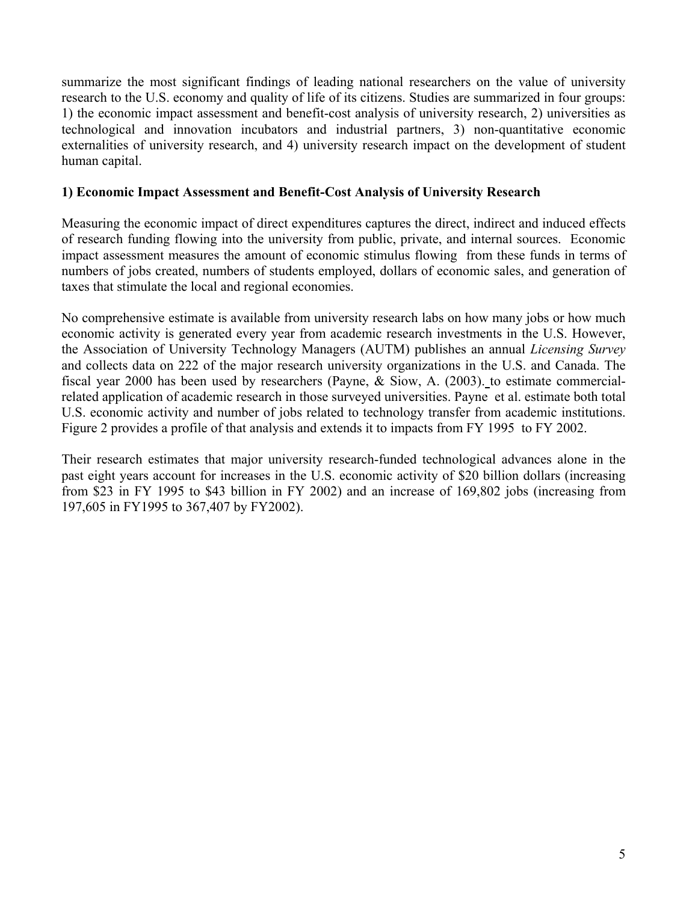summarize the most significant findings of leading national researchers on the value of university research to the U.S. economy and quality of life of its citizens. Studies are summarized in four groups: 1) the economic impact assessment and benefit-cost analysis of university research, 2) universities as technological and innovation incubators and industrial partners, 3) non-quantitative economic externalities of university research, and 4) university research impact on the development of student human capital.

**1) Economic Impact Assessment and Benefit-Cost Analysis of University Research**

Measuring the economic impact of direct expenditures captures the direct, indirect and induced effects of research funding flowing into the university from public, private, and internal sources. Economic impact assessment measures the amount of economic stimulus flowing from these funds in terms of numbers of jobs created, numbers of students employed, dollars of economic sales, and generation of taxes that stimulate the local and regional economies.

No comprehensive estimate is available from university research labs on how many jobs or how much economic activity is generated every year from academic research investments in the U.S. However, the Association of University Technology Managers (AUTM) publishes an annual *Licensing Survey* and collects data on 222 of the major research university organizations in the U.S. and Canada. The fiscal year 2000 has been used by researchers (Payne, & Siow, A. (2003). to estimate commercial-related application of academic research in those surveyed universities. Payne et al. estimate both total U.S. economic activity and number of jobs related to technology transfer from academic institutions. Figure 2 provides a profile of that analysis and extends it to impacts from FY 1995 to FY 2002.

Their research estimates that major university research-funded technological advances alone in the past eight years account for increases in the U.S. economic activity of $20 billion dollars (increasing from $23 in FY 1995 to $43 billion in FY 2002) and an increase of 169,802 jobs (increasing from 197,605 in FY1995 to 367,407 by FY2002).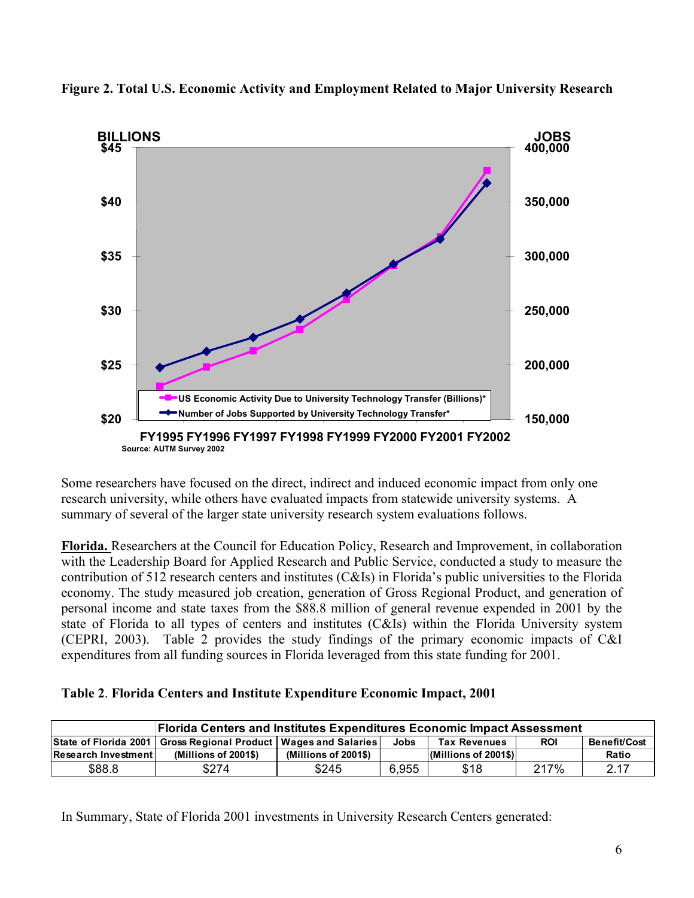**Figure 2. Total U.S. Economic Activity and Employment Related to Major University Research**

Source: AUTM Survey 2002

Some researchers have focused on the direct, indirect and induced economic impact from only one research university, while others have evaluated impacts from statewide university systems. A summary of several of the larger state university research system evaluations follows.

**Florida.** Researchers at the Council for Education Policy, Research and Improvement, in collaboration with the Leadership Board for Applied Research and Public Service, conducted a study to measure the contribution of 512 research centers and institutes (C&Is) in Florida's public universities to the Florida economy. The study measured job creation, generation of Gross Regional Product, and generation of personal income and state taxes from the $88.8 million of general revenue expended in 2001 by the state of Florida to all types of centers and institutes (C&Is) within the Florida University system (CEPRI, 2003). Table 2 provides the study findings of the primary economic impacts of C&I expenditures from all funding sources in Florida leveraged from this state funding for 2001.

**Table 2. Florida Centers and Institute Expenditure Economic Impact, 2001**

| | Florida Centers and Institutes Expenditures Economic Impact Assessment | | | | | |
|---|---|---|---|---|---|---|
| State of Florida 2001 Research Investment | Gross Regional Product (Millions of 2001$) | Wages and Salaries (Millions of 2001$) | Jobs | Tax Revenues (Millions of 2001$) | ROI | Benefit/Cost Ratio |
| $88.8 | $274 | $245 | 6,955 | $18 | 217% | 2.17 |

In Summary, State of Florida 2001 investments in University Research Centers generated: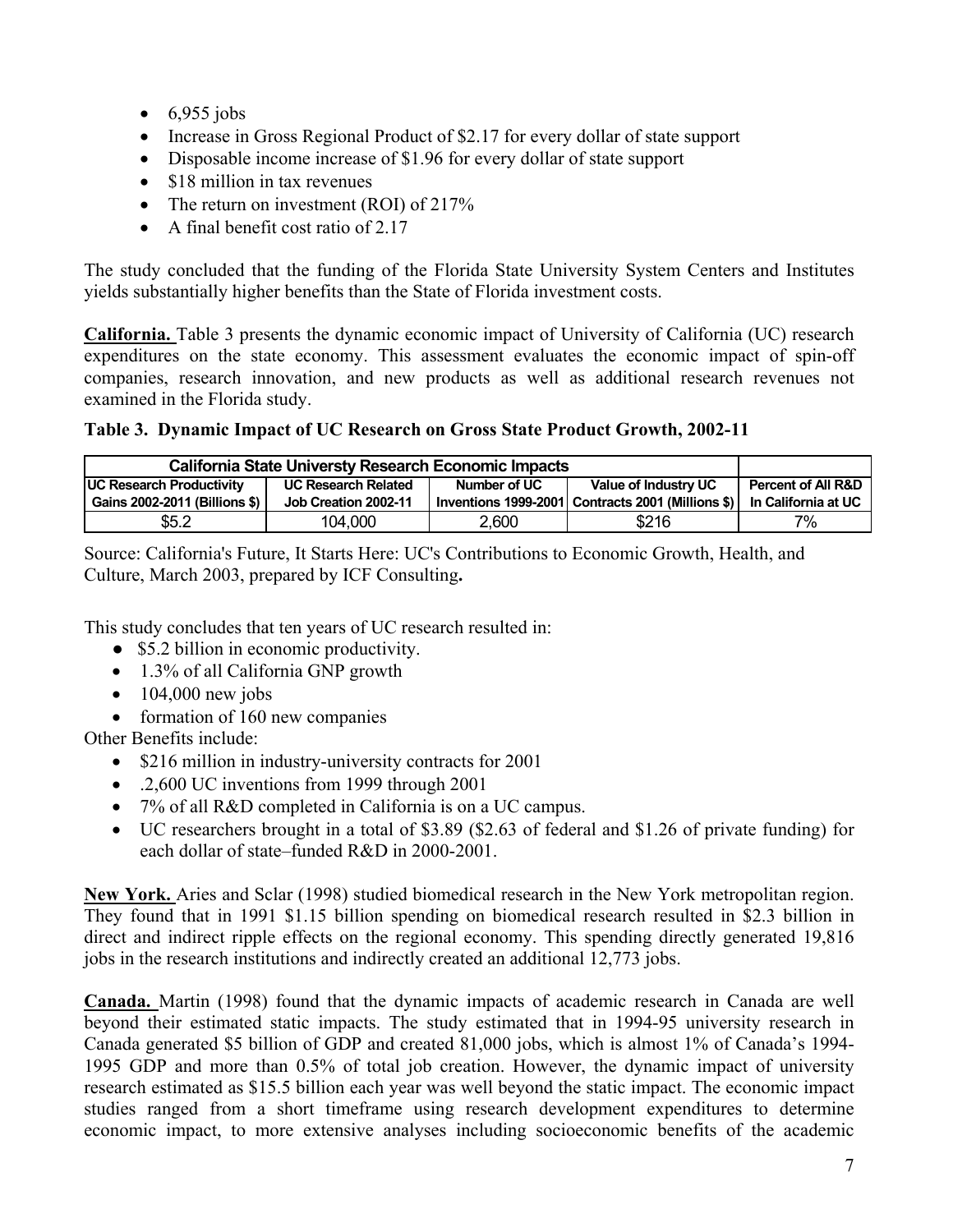- 6,955 jobs
- Increase in Gross Regional Product of $2.17 for every dollar of state support
- Disposable income increase of $1.96 for every dollar of state support
- $18 million in tax revenues
- The return on investment (ROI) of 217%
- A final benefit cost ratio of 2.17

The study concluded that the funding of the Florida State University System Centers and Institutes yields substantially higher benefits than the State of Florida investment costs.

**California.** Table 3 presents the dynamic economic impact of University of California (UC) research expenditures on the state economy. This assessment evaluates the economic impact of spin-off companies, research innovation, and new products as well as additional research revenues not examined in the Florida study.

**Table 3. Dynamic Impact of UC Research on Gross State Product Growth, 2002-11**

| California State Universty Research Economic Impacts | | | | |
|---|---|---|---|---|
| UC Research Productivity Gains 2002-2011 (Billions $) | UC Research Related Job Creation 2002-11 | Number of UC Inventions 1999-2001 | Value of Industry UC Contracts 2001 (Millions $) | Percent of All R&D In California at UC |
| $5.2 | 104,000 | 2,600 | $216 | 7% |

Source: California's Future, It Starts Here: UC's Contributions to Economic Growth, Health, and Culture, March 2003, prepared by ICF Consulting**.**

This study concludes that ten years of UC research resulted in:

- $5.2 billion in economic productivity.
- 1.3% of all California GNP growth
- 104,000 new jobs
- formation of 160 new companies

Other Benefits include:

- $216 million in industry-university contracts for 2001
- .2,600 UC inventions from 1999 through 2001
- 7% of all R&D completed in California is on a UC campus.
- UC researchers brought in a total of $3.89 ($2.63 of federal and $1.26 of private funding) for each dollar of state–funded R&D in 2000-2001.

**New York.** Aries and Sclar (1998) studied biomedical research in the New York metropolitan region. They found that in 1991 $1.15 billion spending on biomedical research resulted in $2.3 billion in direct and indirect ripple effects on the regional economy. This spending directly generated 19,816 jobs in the research institutions and indirectly created an additional 12,773 jobs.

**Canada.** Martin (1998) found that the dynamic impacts of academic research in Canada are well beyond their estimated static impacts. The study estimated that in 1994-95 university research in Canada generated $5 billion of GDP and created 81,000 jobs, which is almost 1% of Canada's 1994-1995 GDP and more than 0.5% of total job creation. However, the dynamic impact of university research estimated as $15.5 billion each year was well beyond the static impact. The economic impact studies ranged from a short timeframe using research development expenditures to determine economic impact, to more extensive analyses including socioeconomic benefits of the academic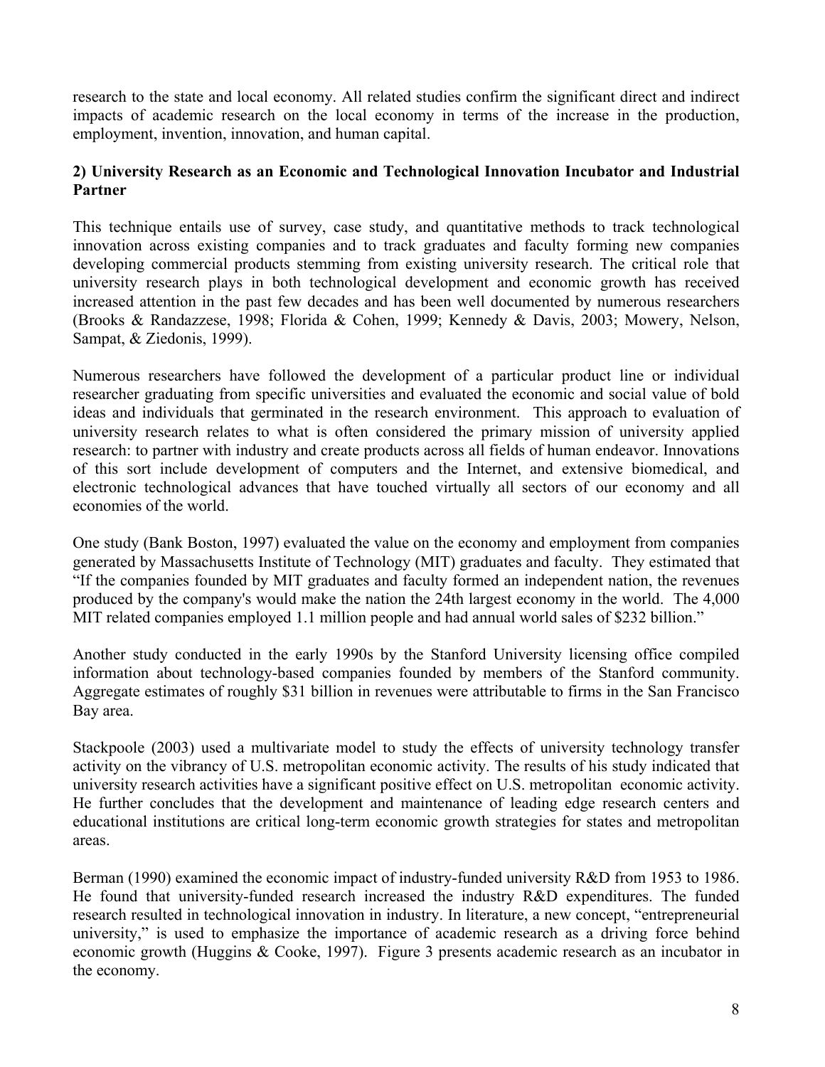research to the state and local economy. All related studies confirm the significant direct and indirect impacts of academic research on the local economy in terms of the increase in the production, employment, invention, innovation, and human capital.

**2) University Research as an Economic and Technological Innovation Incubator and Industrial Partner**

This technique entails use of survey, case study, and quantitative methods to track technological innovation across existing companies and to track graduates and faculty forming new companies developing commercial products stemming from existing university research. The critical role that university research plays in both technological development and economic growth has received increased attention in the past few decades and has been well documented by numerous researchers (Brooks & Randazzese, 1998; Florida & Cohen, 1999; Kennedy & Davis, 2003; Mowery, Nelson, Sampat, & Ziedonis, 1999).

Numerous researchers have followed the development of a particular product line or individual researcher graduating from specific universities and evaluated the economic and social value of bold ideas and individuals that germinated in the research environment. This approach to evaluation of university research relates to what is often considered the primary mission of university applied research: to partner with industry and create products across all fields of human endeavor. Innovations of this sort include development of computers and the Internet, and extensive biomedical, and electronic technological advances that have touched virtually all sectors of our economy and all economies of the world.

One study (Bank Boston, 1997) evaluated the value on the economy and employment from companies generated by Massachusetts Institute of Technology (MIT) graduates and faculty. They estimated that "If the companies founded by MIT graduates and faculty formed an independent nation, the revenues produced by the company's would make the nation the 24th largest economy in the world. The 4,000 MIT related companies employed 1.1 million people and had annual world sales of $232 billion."

Another study conducted in the early 1990s by the Stanford University licensing office compiled information about technology-based companies founded by members of the Stanford community. Aggregate estimates of roughly $31 billion in revenues were attributable to firms in the San Francisco Bay area.

Stackpoole (2003) used a multivariate model to study the effects of university technology transfer activity on the vibrancy of U.S. metropolitan economic activity. The results of his study indicated that university research activities have a significant positive effect on U.S. metropolitan economic activity. He further concludes that the development and maintenance of leading edge research centers and educational institutions are critical long-term economic growth strategies for states and metropolitan areas.

Berman (1990) examined the economic impact of industry-funded university R&D from 1953 to 1986. He found that university-funded research increased the industry R&D expenditures. The funded research resulted in technological innovation in industry. In literature, a new concept, "entrepreneurial university," is used to emphasize the importance of academic research as a driving force behind economic growth (Huggins & Cooke, 1997). Figure 3 presents academic research as an incubator in the economy.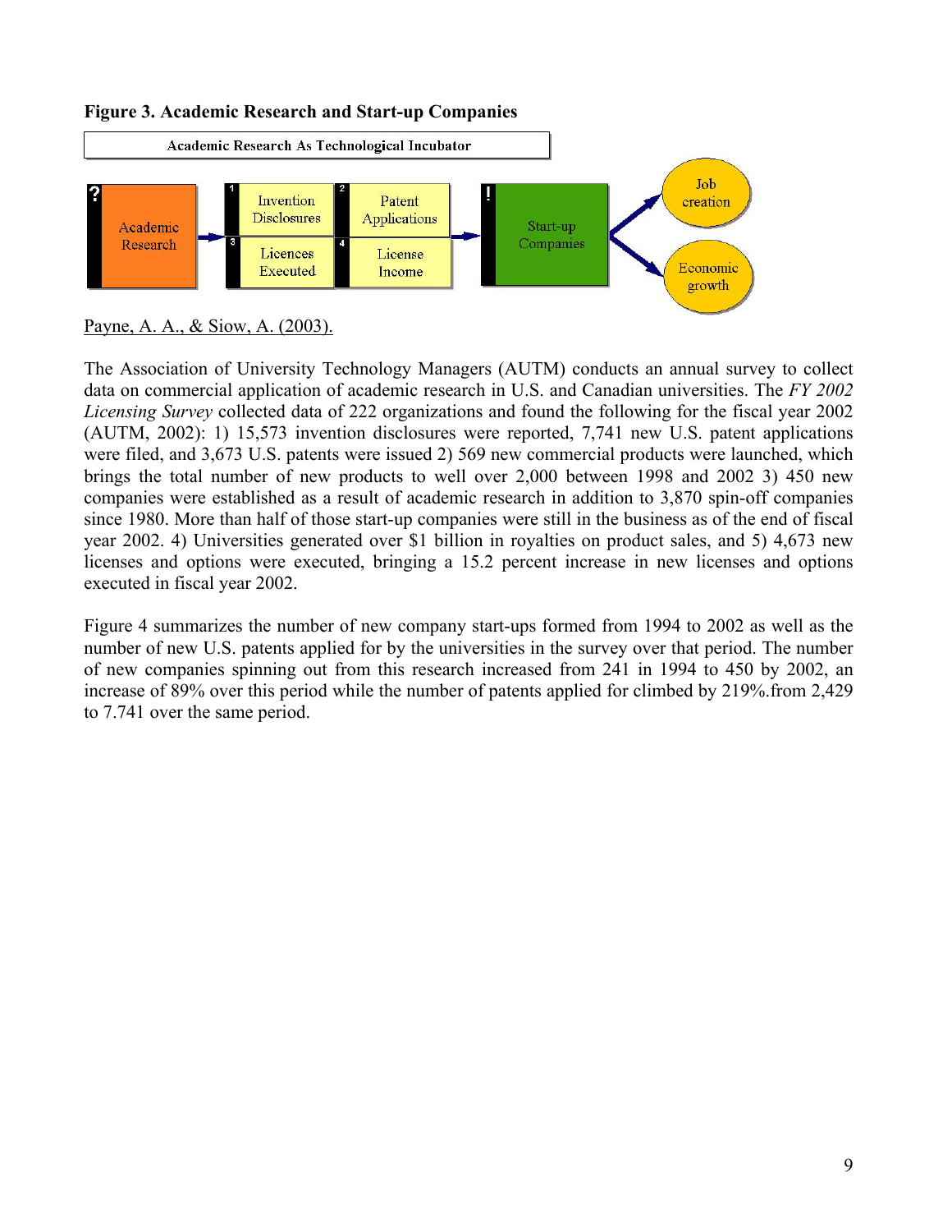**Figure 3. Academic Research and Start-up Companies**

Payne, A. A., & Siow, A. (2003).

The Association of University Technology Managers (AUTM) conducts an annual survey to collect data on commercial application of academic research in U.S. and Canadian universities. The *FY 2002 Licensing Survey* collected data of 222 organizations and found the following for the fiscal year 2002 (AUTM, 2002): 1) 15,573 invention disclosures were reported, 7,741 new U.S. patent applications were filed, and 3,673 U.S. patents were issued 2) 569 new commercial products were launched, which brings the total number of new products to well over 2,000 between 1998 and 2002 3) 450 new companies were established as a result of academic research in addition to 3,870 spin-off companies since 1980. More than half of those start-up companies were still in the business as of the end of fiscal year 2002. 4) Universities generated over $1 billion in royalties on product sales, and 5) 4,673 new licenses and options were executed, bringing a 15.2 percent increase in new licenses and options executed in fiscal year 2002.

Figure 4 summarizes the number of new company start-ups formed from 1994 to 2002 as well as the number of new U.S. patents applied for by the universities in the survey over that period. The number of new companies spinning out from this research increased from 241 in 1994 to 450 by 2002, an increase of 89% over this period while the number of patents applied for climbed by 219%.from 2,429 to 7.741 over the same period.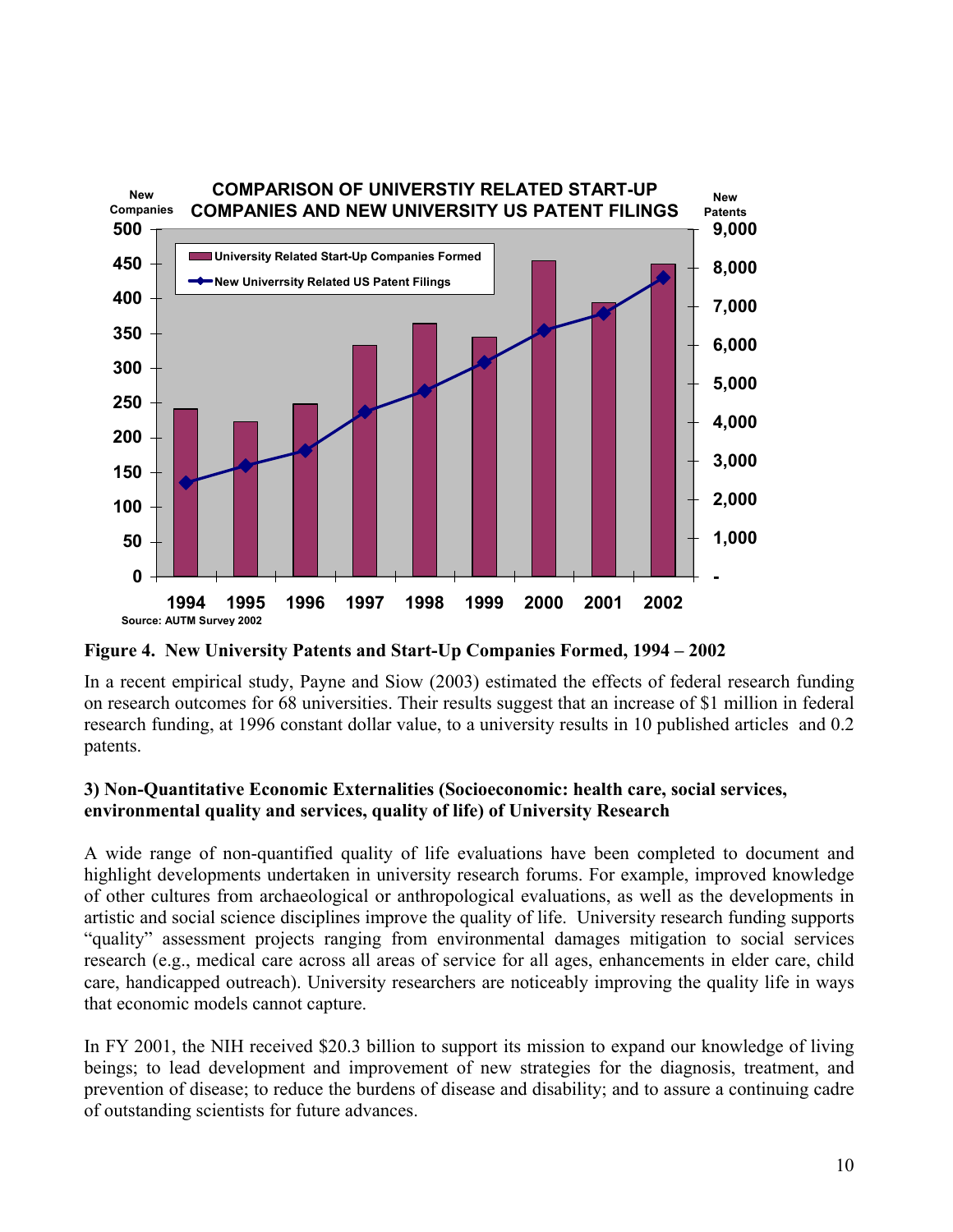**Figure 4. New University Patents and Start-Up Companies Formed, 1994 – 2002**

In a recent empirical study, Payne and Siow (2003) estimated the effects of federal research funding on research outcomes for 68 universities. Their results suggest that an increase of $1 million in federal research funding, at 1996 constant dollar value, to a university results in 10 published articles and 0.2 patents.

### 3) Non-Quantitative Economic Externalities (Socioeconomic: health care, social services, environmental quality and services, quality of life) of University Research

A wide range of non-quantified quality of life evaluations have been completed to document and highlight developments undertaken in university research forums. For example, improved knowledge of other cultures from archaeological or anthropological evaluations, as well as the developments in artistic and social science disciplines improve the quality of life. University research funding supports "quality" assessment projects ranging from environmental damages mitigation to social services research (e.g., medical care across all areas of service for all ages, enhancements in elder care, child care, handicapped outreach). University researchers are noticeably improving the quality life in ways that economic models cannot capture.

In FY 2001, the NIH received $20.3 billion to support its mission to expand our knowledge of living beings; to lead development and improvement of new strategies for the diagnosis, treatment, and prevention of disease; to reduce the burdens of disease and disability; and to assure a continuing cadre of outstanding scientists for future advances.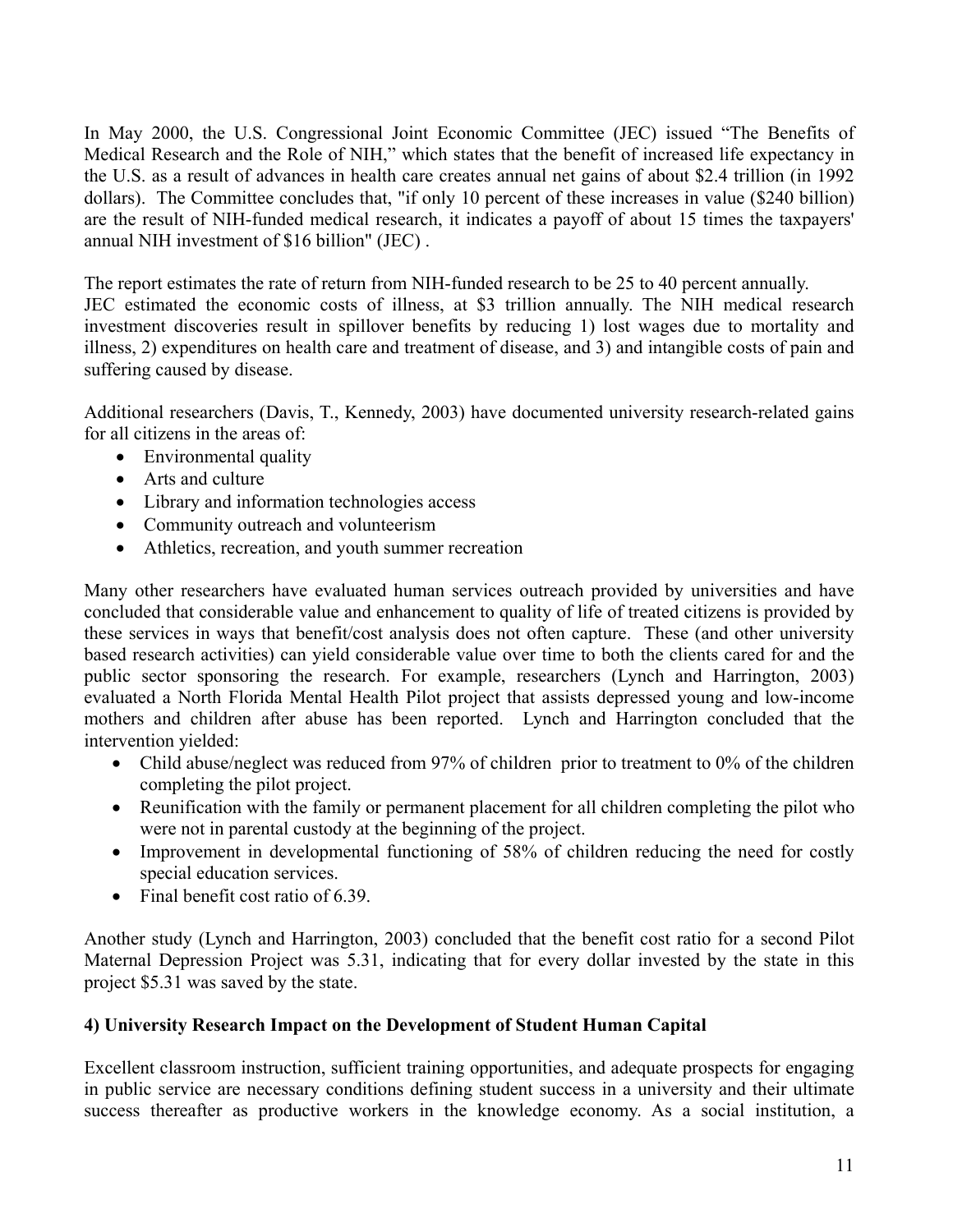In May 2000, the U.S. Congressional Joint Economic Committee (JEC) issued "The Benefits of Medical Research and the Role of NIH," which states that the benefit of increased life expectancy in the U.S. as a result of advances in health care creates annual net gains of about $2.4 trillion (in 1992 dollars). The Committee concludes that, "if only 10 percent of these increases in value ($240 billion) are the result of NIH-funded medical research, it indicates a payoff of about 15 times the taxpayers' annual NIH investment of $16 billion" (JEC) .

The report estimates the rate of return from NIH-funded research to be 25 to 40 percent annually.
JEC estimated the economic costs of illness, at $3 trillion annually. The NIH medical research investment discoveries result in spillover benefits by reducing 1) lost wages due to mortality and illness, 2) expenditures on health care and treatment of disease, and 3) and intangible costs of pain and suffering caused by disease.

Additional researchers (Davis, T., Kennedy, 2003) have documented university research-related gains for all citizens in the areas of:

- Environmental quality
- Arts and culture
- Library and information technologies access
- Community outreach and volunteerism
- Athletics, recreation, and youth summer recreation

Many other researchers have evaluated human services outreach provided by universities and have concluded that considerable value and enhancement to quality of life of treated citizens is provided by these services in ways that benefit/cost analysis does not often capture. These (and other university based research activities) can yield considerable value over time to both the clients cared for and the public sector sponsoring the research. For example, researchers (Lynch and Harrington, 2003) evaluated a North Florida Mental Health Pilot project that assists depressed young and low-income mothers and children after abuse has been reported. Lynch and Harrington concluded that the intervention yielded:

- Child abuse/neglect was reduced from 97% of children prior to treatment to 0% of the children completing the pilot project.
- Reunification with the family or permanent placement for all children completing the pilot who were not in parental custody at the beginning of the project.
- Improvement in developmental functioning of 58% of children reducing the need for costly special education services.
- Final benefit cost ratio of 6.39.

Another study (Lynch and Harrington, 2003) concluded that the benefit cost ratio for a second Pilot Maternal Depression Project was 5.31, indicating that for every dollar invested by the state in this project $5.31 was saved by the state.

**4) University Research Impact on the Development of Student Human Capital**

Excellent classroom instruction, sufficient training opportunities, and adequate prospects for engaging in public service are necessary conditions defining student success in a university and their ultimate success thereafter as productive workers in the knowledge economy. As a social institution, a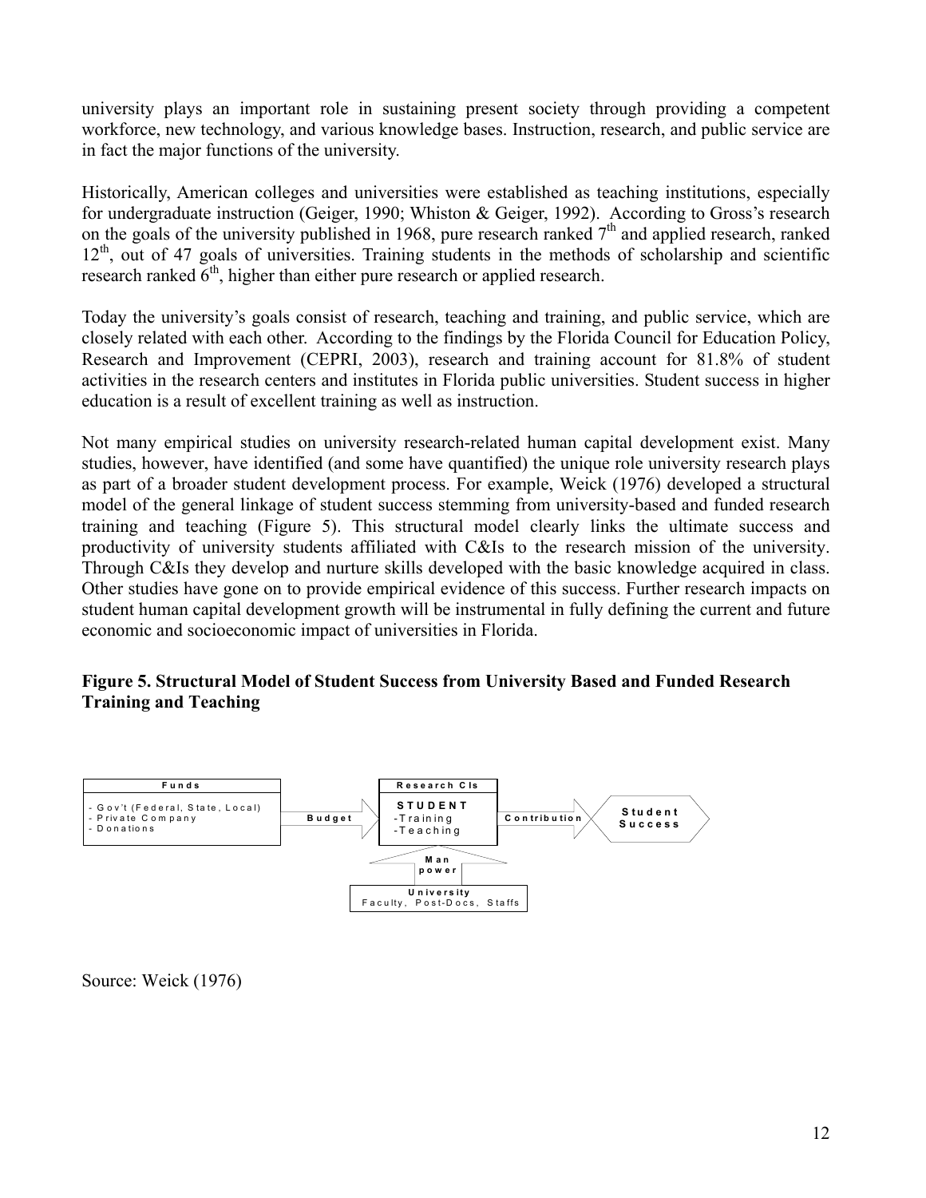university plays an important role in sustaining present society through providing a competent workforce, new technology, and various knowledge bases. Instruction, research, and public service are in fact the major functions of the university.

Historically, American colleges and universities were established as teaching institutions, especially for undergraduate instruction (Geiger, 1990; Whiston & Geiger, 1992). According to Gross's research on the goals of the university published in 1968, pure research ranked 7th and applied research, ranked 12th, out of 47 goals of universities. Training students in the methods of scholarship and scientific research ranked 6th, higher than either pure research or applied research.

Today the university's goals consist of research, teaching and training, and public service, which are closely related with each other. According to the findings by the Florida Council for Education Policy, Research and Improvement (CEPRI, 2003), research and training account for 81.8% of student activities in the research centers and institutes in Florida public universities. Student success in higher education is a result of excellent training as well as instruction.

Not many empirical studies on university research-related human capital development exist. Many studies, however, have identified (and some have quantified) the unique role university research plays as part of a broader student development process. For example, Weick (1976) developed a structural model of the general linkage of student success stemming from university-based and funded research training and teaching (Figure 5). This structural model clearly links the ultimate success and productivity of university students affiliated with C&Is to the research mission of the university. Through C&Is they develop and nurture skills developed with the basic knowledge acquired in class. Other studies have gone on to provide empirical evidence of this success. Further research impacts on student human capital development growth will be instrumental in fully defining the current and future economic and socioeconomic impact of universities in Florida.

**Figure 5. Structural Model of Student Success from University Based and Funded Research Training and Teaching**

Funds
- Gov't (Federal, State, Local)
- Private Company
- Donations

Budget

Research CIs
STUDENT
-Training
-Teaching

Contribution

Student Success

Man power

University
Faculty, Post-Docs, Staffs

Source: Weick (1976)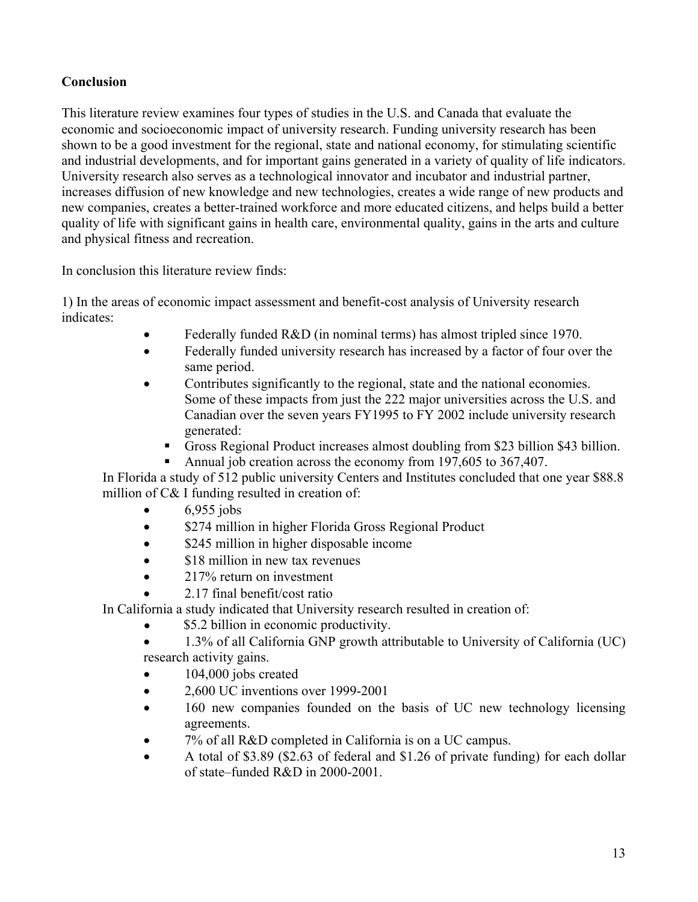**Conclusion**

This literature review examines four types of studies in the U.S. and Canada that evaluate the economic and socioeconomic impact of university research. Funding university research has been shown to be a good investment for the regional, state and national economy, for stimulating scientific and industrial developments, and for important gains generated in a variety of quality of life indicators. University research also serves as a technological innovator and incubator and industrial partner, increases diffusion of new knowledge and new technologies, creates a wide range of new products and new companies, creates a better-trained workforce and more educated citizens, and helps build a better quality of life with significant gains in health care, environmental quality, gains in the arts and culture and physical fitness and recreation.

In conclusion this literature review finds:

1) In the areas of economic impact assessment and benefit-cost analysis of University research indicates:

- Federally funded R&D (in nominal terms) has almost tripled since 1970.
- Federally funded university research has increased by a factor of four over the same period.
- Contributes significantly to the regional, state and the national economies. Some of these impacts from just the 222 major universities across the U.S. and Canadian over the seven years FY1995 to FY 2002 include university research generated:
  - Gross Regional Product increases almost doubling from $23 billion $43 billion.
  - Annual job creation across the economy from 197,605 to 367,407.

In Florida a study of 512 public university Centers and Institutes concluded that one year $88.8 million of C& I funding resulted in creation of:

- 6,955 jobs
- $274 million in higher Florida Gross Regional Product
- $245 million in higher disposable income
- $18 million in new tax revenues
- 217% return on investment
- 2.17 final benefit/cost ratio

In California a study indicated that University research resulted in creation of:

- $5.2 billion in economic productivity.
- 1.3% of all California GNP growth attributable to University of California (UC) research activity gains.
- 104,000 jobs created
- 2,600 UC inventions over 1999-2001
- 160 new companies founded on the basis of UC new technology licensing agreements.
- 7% of all R&D completed in California is on a UC campus.
- A total of $3.89 ($2.63 of federal and $1.26 of private funding) for each dollar of state–funded R&D in 2000-2001.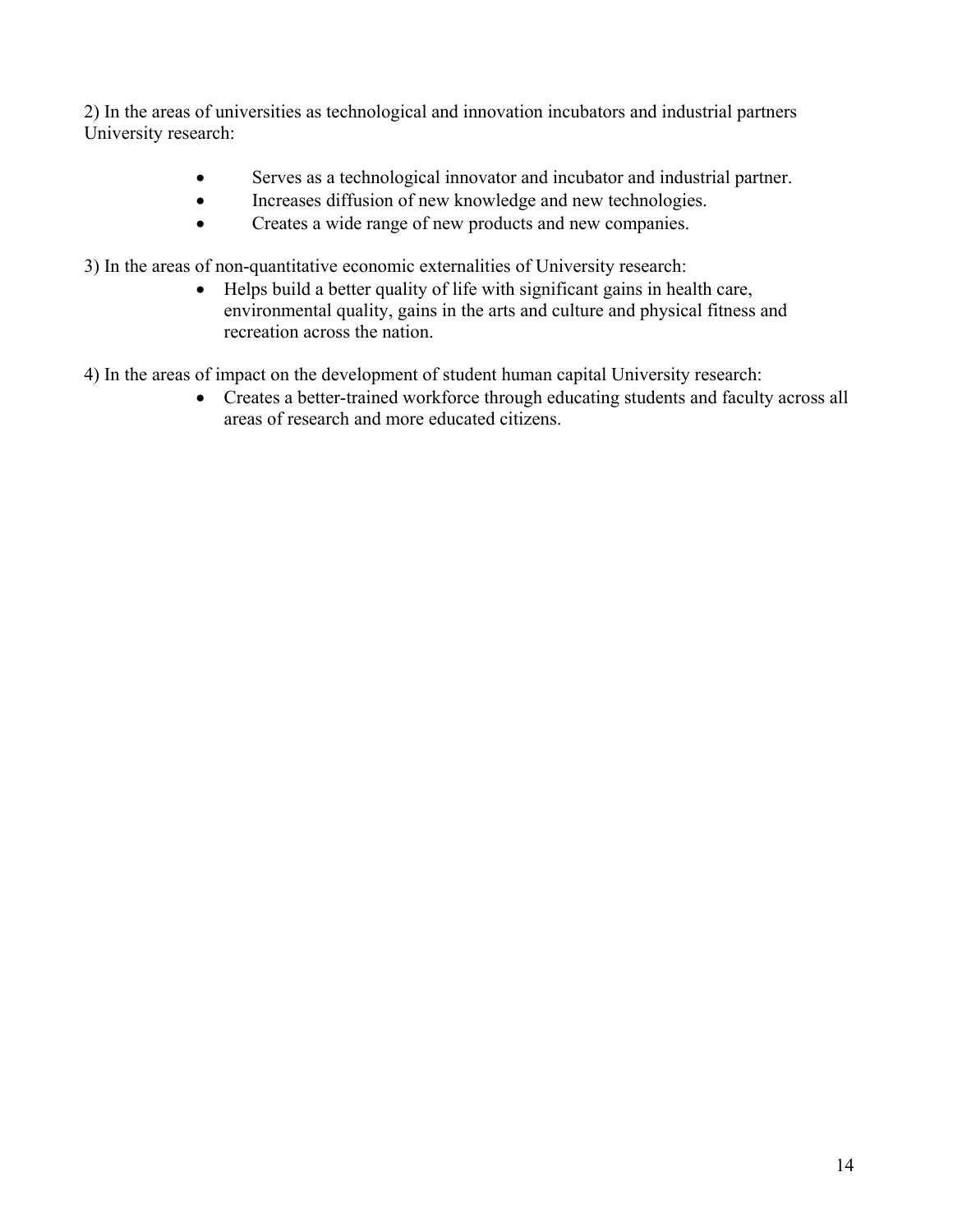2) In the areas of universities as technological and innovation incubators and industrial partners University research:

- Serves as a technological innovator and incubator and industrial partner.
- Increases diffusion of new knowledge and new technologies.
- Creates a wide range of new products and new companies.

3) In the areas of non-quantitative economic externalities of University research:

- Helps build a better quality of life with significant gains in health care, environmental quality, gains in the arts and culture and physical fitness and recreation across the nation.

4) In the areas of impact on the development of student human capital University research:

- Creates a better-trained workforce through educating students and faculty across all areas of research and more educated citizens.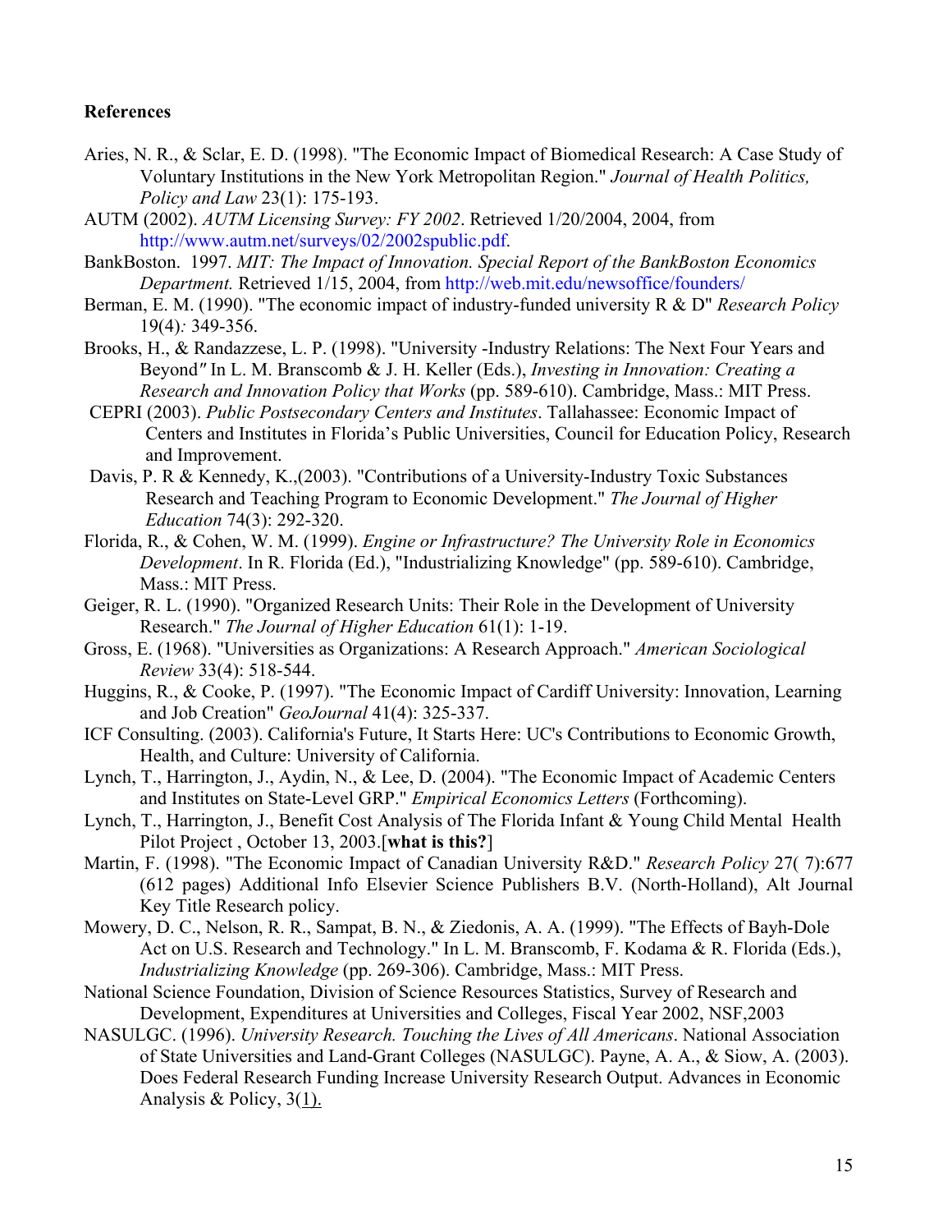**References**

Aries, N. R., & Sclar, E. D. (1998). "The Economic Impact of Biomedical Research: A Case Study of Voluntary Institutions in the New York Metropolitan Region." *Journal of Health Politics, Policy and Law* 23(1): 175-193.

AUTM (2002). *AUTM Licensing Survey: FY 2002*. Retrieved 1/20/2004, 2004, from http://www.autm.net/surveys/02/2002spublic.pdf.

BankBoston. 1997. *MIT: The Impact of Innovation. Special Report of the BankBoston Economics Department.* Retrieved 1/15, 2004, from http://web.mit.edu/newsoffice/founders/

Berman, E. M. (1990). "The economic impact of industry-funded university R & D" *Research Policy* 19(4)*:* 349-356.

Brooks, H., & Randazzese, L. P. (1998). "University -Industry Relations: The Next Four Years and Beyond*"* In L. M. Branscomb & J. H. Keller (Eds.), *Investing in Innovation: Creating a Research and Innovation Policy that Works* (pp. 589-610). Cambridge, Mass.: MIT Press.

CEPRI (2003). *Public Postsecondary Centers and Institutes*. Tallahassee: Economic Impact of Centers and Institutes in Florida's Public Universities, Council for Education Policy, Research and Improvement.

Davis, P. R & Kennedy, K.,(2003). "Contributions of a University-Industry Toxic Substances Research and Teaching Program to Economic Development." *The Journal of Higher Education* 74(3): 292-320.

Florida, R., & Cohen, W. M. (1999). *Engine or Infrastructure? The University Role in Economics Development*. In R. Florida (Ed.), "Industrializing Knowledge" (pp. 589-610). Cambridge, Mass.: MIT Press.

Geiger, R. L. (1990). "Organized Research Units: Their Role in the Development of University Research." *The Journal of Higher Education* 61(1): 1-19.

Gross, E. (1968). "Universities as Organizations: A Research Approach." *American Sociological Review* 33(4): 518-544.

Huggins, R., & Cooke, P. (1997). "The Economic Impact of Cardiff University: Innovation, Learning and Job Creation" *GeoJournal* 41(4): 325-337.

ICF Consulting. (2003). California's Future, It Starts Here: UC's Contributions to Economic Growth, Health, and Culture: University of California.

Lynch, T., Harrington, J., Aydin, N., & Lee, D. (2004). "The Economic Impact of Academic Centers and Institutes on State-Level GRP." *Empirical Economics Letters* (Forthcoming).

Lynch, T., Harrington, J., Benefit Cost Analysis of The Florida Infant & Young Child Mental Health Pilot Project , October 13, 2003.[**what is this?**]

Martin, F. (1998). "The Economic Impact of Canadian University R&D." *Research Policy* 27( 7):677 (612 pages) Additional Info Elsevier Science Publishers B.V. (North-Holland), Alt Journal Key Title Research policy.

Mowery, D. C., Nelson, R. R., Sampat, B. N., & Ziedonis, A. A. (1999). "The Effects of Bayh-Dole Act on U.S. Research and Technology." In L. M. Branscomb, F. Kodama & R. Florida (Eds.), *Industrializing Knowledge* (pp. 269-306). Cambridge, Mass.: MIT Press.

National Science Foundation, Division of Science Resources Statistics, Survey of Research and Development, Expenditures at Universities and Colleges, Fiscal Year 2002, NSF,2003

NASULGC. (1996). *University Research. Touching the Lives of All Americans*. National Association of State Universities and Land-Grant Colleges (NASULGC). Payne, A. A., & Siow, A. (2003). Does Federal Research Funding Increase University Research Output. Advances in Economic Analysis & Policy, 3(1).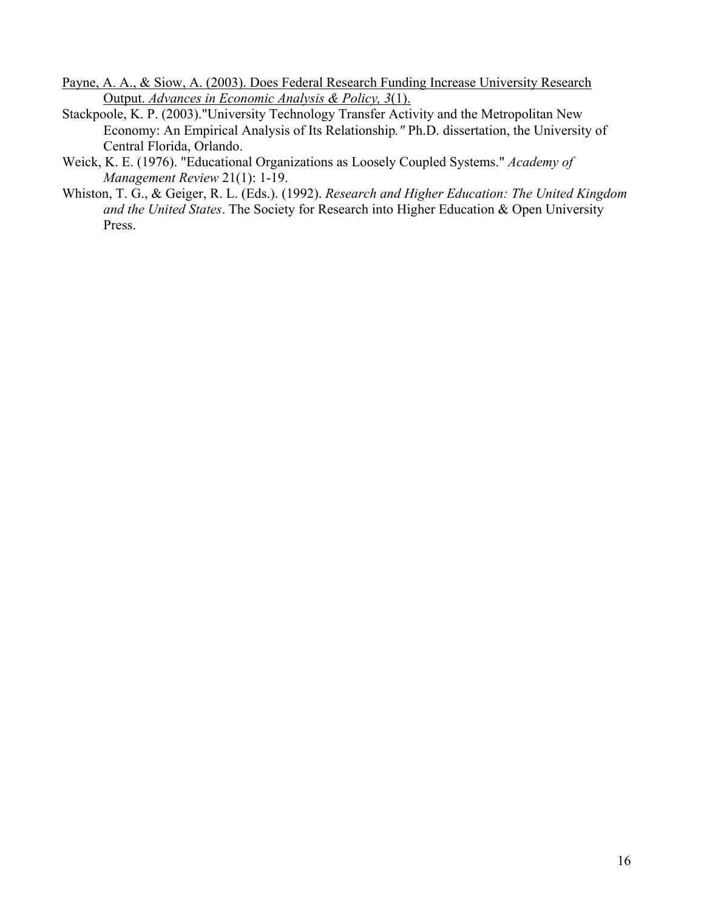Payne, A. A., & Siow, A. (2003). Does Federal Research Funding Increase University Research Output. *Advances in Economic Analysis & Policy, 3*(1).

Stackpoole, K. P. (2003)."University Technology Transfer Activity and the Metropolitan New Economy: An Empirical Analysis of Its Relationship*."* Ph.D. dissertation, the University of Central Florida, Orlando.

Weick, K. E. (1976). "Educational Organizations as Loosely Coupled Systems." *Academy of Management Review* 21(1): 1-19.

Whiston, T. G., & Geiger, R. L. (Eds.). (1992). *Research and Higher Education: The United Kingdom and the United States*. The Society for Research into Higher Education & Open University Press.